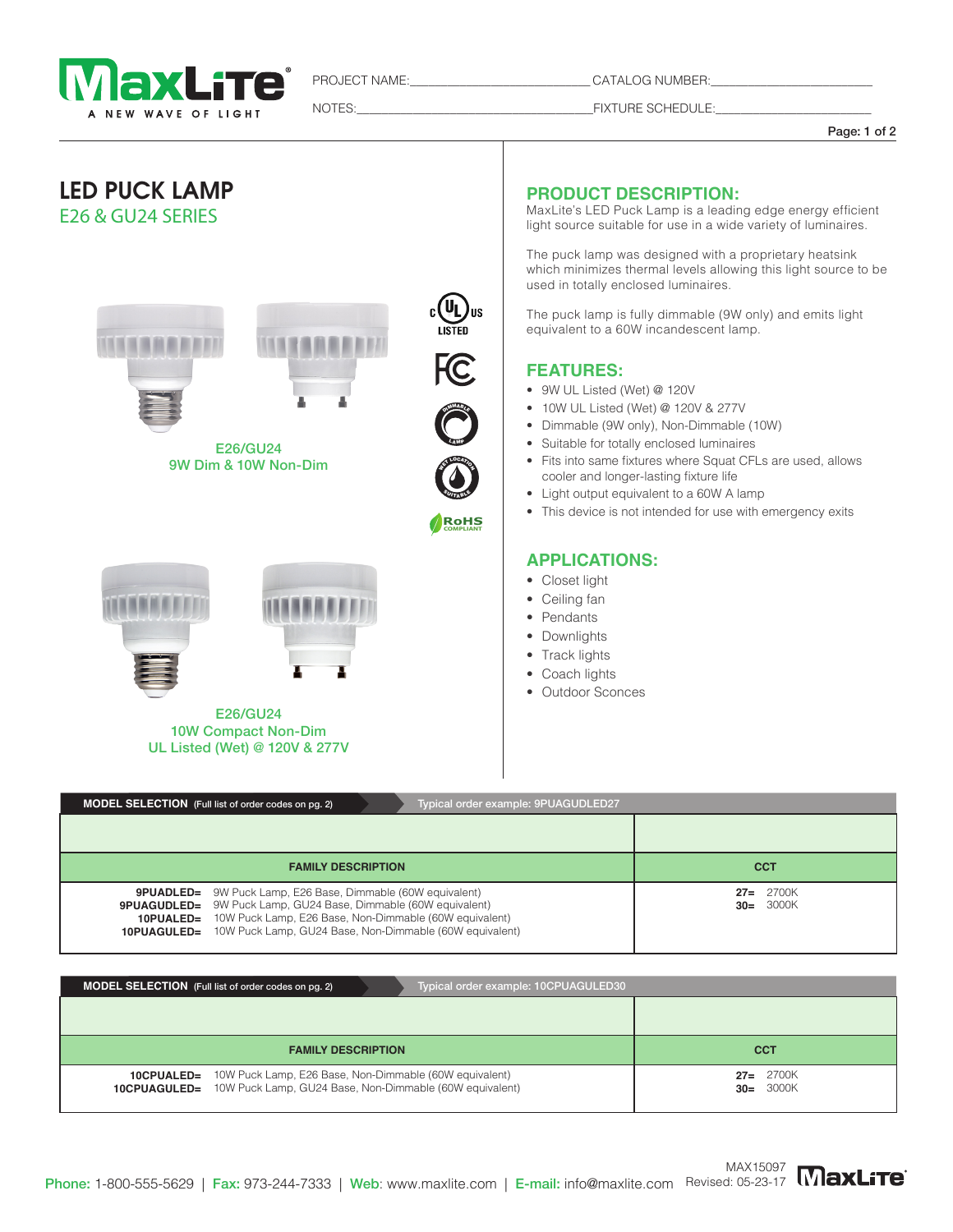PROJECT NAME:_________________________ CATALOG NUMBER:_______________________

NOTES:___________________________________ FIXTURE SCHEDULE:_______________________

# LED PUCK LAMP

## E26 & GU24 SERIES

E26/GU24
9W Dim & 10W Non-Dim

E26/GU24
10W Compact Non-Dim
UL Listed (Wet) @ 120V & 277V

## PRODUCT DESCRIPTION:

MaxLite's LED Puck Lamp is a leading edge energy efficient light source suitable for use in a wide variety of luminaires.

The puck lamp was designed with a proprietary heatsink which minimizes thermal levels allowing this light source to be used in totally enclosed luminaires.

The puck lamp is fully dimmable (9W only) and emits light equivalent to a 60W incandescent lamp.

## FEATURES:

- 9W UL Listed (Wet) @ 120V
- 10W UL Listed (Wet) @ 120V & 277V
- Dimmable (9W only), Non-Dimmable (10W)
- Suitable for totally enclosed luminaires
- Fits into same fixtures where Squat CFLs are used, allows cooler and longer-lasting fixture life
- Light output equivalent to a 60W A lamp
- This device is not intended for use with emergency exits

## APPLICATIONS:

- Closet light
- Ceiling fan
- Pendants
- Downlights
- Track lights
- Coach lights
- Outdoor Sconces

**MODEL SELECTION** (Full list of order codes on pg. 2) — Typical order example: 9PUAGUDLED27

| FAMILY DESCRIPTION | CCT |
|---|---|
| **9PUADLED=** 9W Puck Lamp, E26 Base, Dimmable (60W equivalent)<br>**9PUAGUDLED=** 9W Puck Lamp, GU24 Base, Dimmable (60W equivalent)<br>**10PUALED=** 10W Puck Lamp, E26 Base, Non-Dimmable (60W equivalent)<br>**10PUAGULED=** 10W Puck Lamp, GU24 Base, Non-Dimmable (60W equivalent) | **27=** 2700K<br>**30=** 3000K |

**MODEL SELECTION** (Full list of order codes on pg. 2) — Typical order example: 10CPUAGULED30

| FAMILY DESCRIPTION | CCT |
|---|---|
| **10CPUALED=** 10W Puck Lamp, E26 Base, Non-Dimmable (60W equivalent)<br>**10CPUAGULED=** 10W Puck Lamp, GU24 Base, Non-Dimmable (60W equivalent) | **27=** 2700K<br>**30=** 3000K |

**Phone:** 1-800-555-5629 | **Fax:** 973-244-7333 | **Web:** www.maxlite.com | **E-mail:** info@maxlite.com

MAX15097
Revised: 05-23-17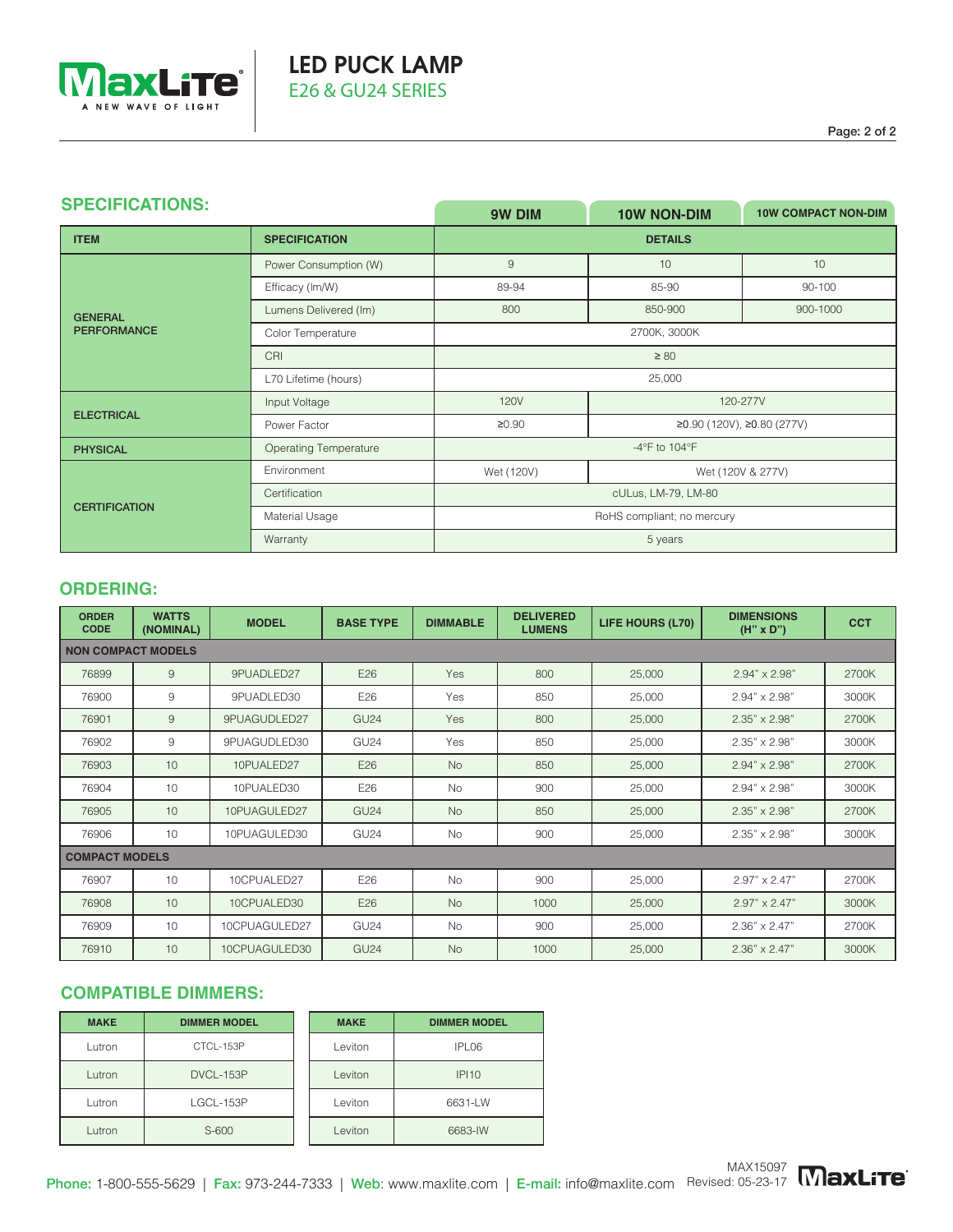# LED PUCK LAMP

## E26 & GU24 SERIES

## SPECIFICATIONS:

| ITEM | SPECIFICATION | 9W DIM | 10W NON-DIM | 10W COMPACT NON-DIM |
|---|---|---|---|---|
| | | DETAILS | | |
| GENERAL PERFORMANCE | Power Consumption (W) | 9 | 10 | 10 |
| | Efficacy (lm/W) | 89-94 | 85-90 | 90-100 |
| | Lumens Delivered (lm) | 800 | 850-900 | 900-1000 |
| | Color Temperature | 2700K, 3000K | | |
| | CRI | ≥ 80 | | |
| | L70 Lifetime (hours) | 25,000 | | |
| ELECTRICAL | Input Voltage | 120V | 120-277V | |
| | Power Factor | ≥0.90 | ≥0.90 (120V), ≥0.80 (277V) | |
| PHYSICAL | Operating Temperature | -4°F to 104°F | | |
| CERTIFICATION | Environment | Wet (120V) | Wet (120V & 277V) | |
| | Certification | cULus, LM-79, LM-80 | | |
| | Material Usage | RoHS compliant; no mercury | | |
| | Warranty | 5 years | | |

## ORDERING:

| ORDER CODE | WATTS (NOMINAL) | MODEL | BASE TYPE | DIMMABLE | DELIVERED LUMENS | LIFE HOURS (L70) | DIMENSIONS (H" x D") | CCT |
|---|---|---|---|---|---|---|---|---|
| **NON COMPACT MODELS** | | | | | | | | |
| 76899 | 9 | 9PUADLED27 | E26 | Yes | 800 | 25,000 | 2.94" x 2.98" | 2700K |
| 76900 | 9 | 9PUADLED30 | E26 | Yes | 850 | 25,000 | 2.94" x 2.98" | 3000K |
| 76901 | 9 | 9PUAGUDLED27 | GU24 | Yes | 800 | 25,000 | 2.35" x 2.98" | 2700K |
| 76902 | 9 | 9PUAGUDLED30 | GU24 | Yes | 850 | 25,000 | 2.35" x 2.98" | 3000K |
| 76903 | 10 | 10PUALED27 | E26 | No | 850 | 25,000 | 2.94" x 2.98" | 2700K |
| 76904 | 10 | 10PUALED30 | E26 | No | 900 | 25,000 | 2.94" x 2.98" | 3000K |
| 76905 | 10 | 10PUAGULED27 | GU24 | No | 850 | 25,000 | 2.35" x 2.98" | 2700K |
| 76906 | 10 | 10PUAGULED30 | GU24 | No | 900 | 25,000 | 2.35" x 2.98" | 3000K |
| **COMPACT MODELS** | | | | | | | | |
| 76907 | 10 | 10CPUALED27 | E26 | No | 900 | 25,000 | 2.97" x 2.47" | 2700K |
| 76908 | 10 | 10CPUALED30 | E26 | No | 1000 | 25,000 | 2.97" x 2.47" | 3000K |
| 76909 | 10 | 10CPUAGULED27 | GU24 | No | 900 | 25,000 | 2.36" x 2.47" | 2700K |
| 76910 | 10 | 10CPUAGULED30 | GU24 | No | 1000 | 25,000 | 2.36" x 2.47" | 3000K |

## COMPATIBLE DIMMERS:

| MAKE | DIMMER MODEL |
|---|---|
| Lutron | CTCL-153P |
| Lutron | DVCL-153P |
| Lutron | LGCL-153P |
| Lutron | S-600 |

| MAKE | DIMMER MODEL |
|---|---|
| Leviton | IPL06 |
| Leviton | IPI10 |
| Leviton | 6631-LW |
| Leviton | 6683-IW |

**Phone:** 1-800-555-5629 | **Fax:** 973-244-7333 | **Web:** www.maxlite.com | **E-mail:** info@maxlite.com

MAX15097
Revised: 05-23-17